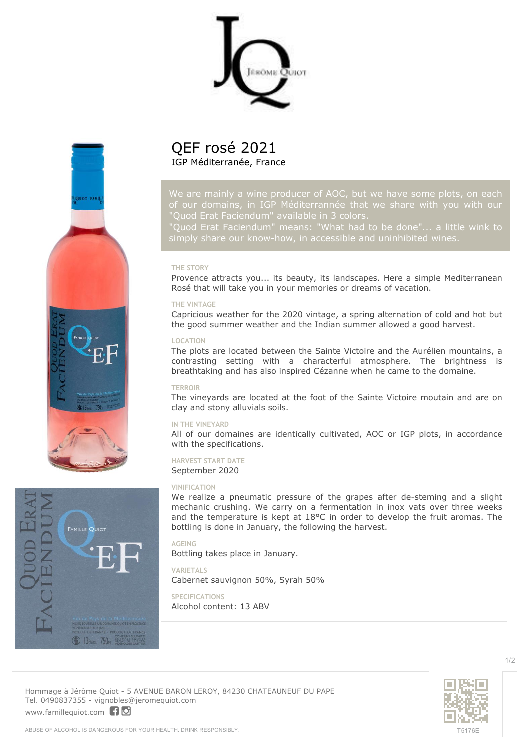# QEF rosé 2021

IGP Méditerranée, France

We are mainly a wine producer of AOC, but we have some plots, on each of our domains, in IGP Méditerrannée that we share with you with our "Quod Erat Faciendum" available in 3 colors.
"Quod Erat Faciendum" means: "What had to be done"... a little wink to simply share our know-how, in accessible and uninhibited wines.

### THE STORY

Provence attracts you... its beauty, its landscapes. Here a simple Mediterranean Rosé that will take you in your memories or dreams of vacation.

### THE VINTAGE

Capricious weather for the 2020 vintage, a spring alternation of cold and hot but the good summer weather and the Indian summer allowed a good harvest.

### LOCATION

The plots are located between the Sainte Victoire and the Aurélien mountains, a contrasting setting with a characterful atmosphere. The brightness is breathtaking and has also inspired Cézanne when he came to the domaine.

### TERROIR

The vineyards are located at the foot of the Sainte Victoire moutain and are on clay and stony alluvials soils.

### IN THE VINEYARD

All of our domaines are identically cultivated, AOC or IGP plots, in accordance with the specifications.

### HARVEST START DATE

September 2020

### VINIFICATION

We realize a pneumatic pressure of the grapes after de-steming and a slight mechanic crushing. We carry on a fermentation in inox vats over three weeks and the temperature is kept at 18°C in order to develop the fruit aromas. The bottling is done in January, the following the harvest.

### AGEING

Bottling takes place in January.

### VARIETALS

Cabernet sauvignon 50%, Syrah 50%

### SPECIFICATIONS

Alcohol content: 13 ABV

Hommage à Jérôme Quiot - 5 AVENUE BARON LEROY, 84230 CHATEAUNEUF DU PAPE
Tel. 0490837355 - vignobles@jeromequiot.com
www.famillequiot.com

T5176E

ABUSE OF ALCOHOL IS DANGEROUS FOR YOUR HEALTH. DRINK RESPONSIBLY.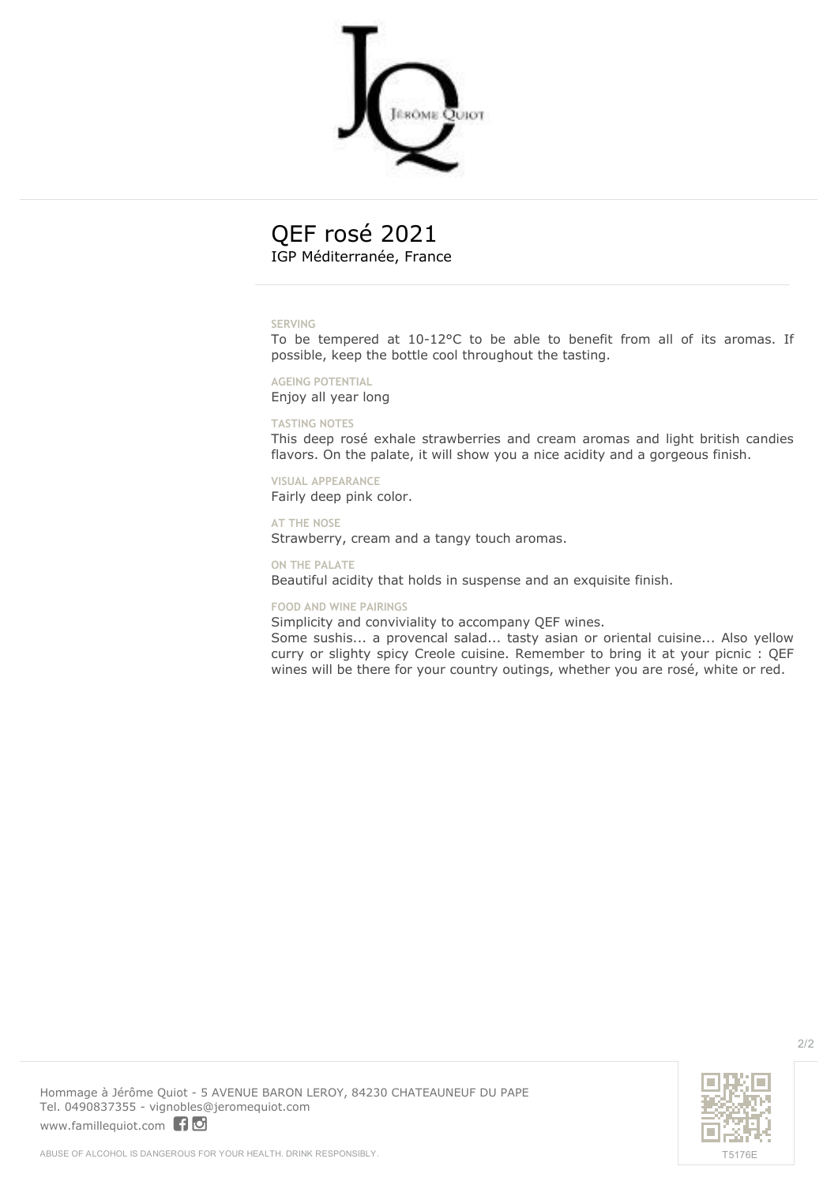# QEF rosé 2021

IGP Méditerranée, France

### SERVING

To be tempered at 10-12°C to be able to benefit from all of its aromas. If possible, keep the bottle cool throughout the tasting.

### AGEING POTENTIAL

Enjoy all year long

### TASTING NOTES

This deep rosé exhale strawberries and cream aromas and light british candies flavors. On the palate, it will show you a nice acidity and a gorgeous finish.

### VISUAL APPEARANCE

Fairly deep pink color.

### AT THE NOSE

Strawberry, cream and a tangy touch aromas.

### ON THE PALATE

Beautiful acidity that holds in suspense and an exquisite finish.

### FOOD AND WINE PAIRINGS

Simplicity and conviviality to accompany QEF wines.
Some sushis... a provencal salad... tasty asian or oriental cuisine... Also yellow curry or slighty spicy Creole cuisine. Remember to bring it at your picnic : QEF wines will be there for your country outings, whether you are rosé, white or red.

Hommage à Jérôme Quiot - 5 AVENUE BARON LEROY, 84230 CHATEAUNEUF DU PAPE
Tel. 0490837355 - vignobles@jeromequiot.com
www.famillequiot.com

ABUSE OF ALCOHOL IS DANGEROUS FOR YOUR HEALTH. DRINK RESPONSIBLY.

T5176E